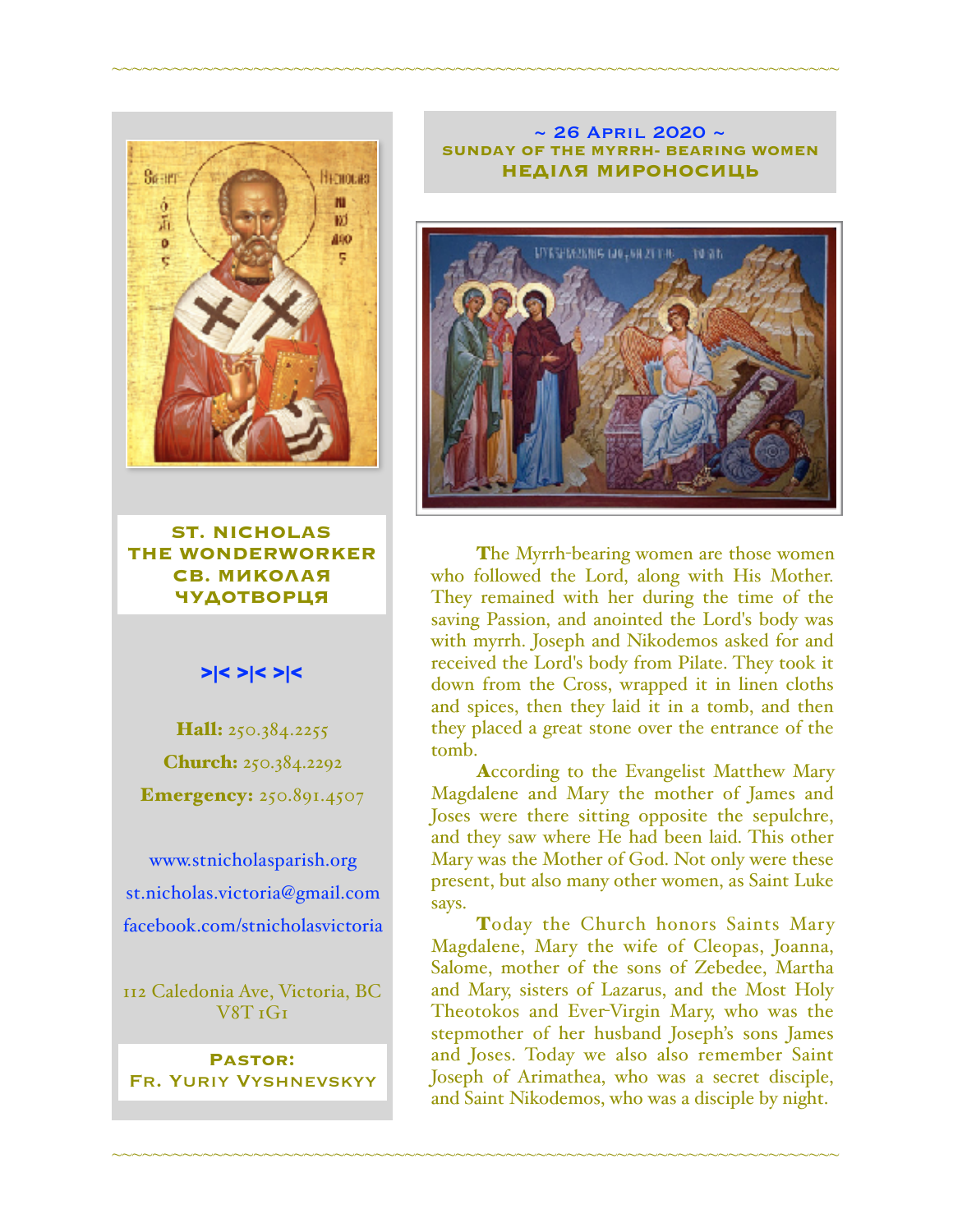## ~ 26 April 2020 ~
### SUNDAY OF THE MYRRH- BEARING WOMEN
### НЕДІЛЯ МИРОНОСИЦЬ

The Myrrh-bearing women are those women who followed the Lord, along with His Mother. They remained with her during the time of the saving Passion, and anointed the Lord's body was with myrrh. Joseph and Nikodemos asked for and received the Lord's body from Pilate. They took it down from the Cross, wrapped it in linen cloths and spices, then they laid it in a tomb, and then they placed a great stone over the entrance of the tomb.

According to the Evangelist Matthew Mary Magdalene and Mary the mother of James and Joses were there sitting opposite the sepulchre, and they saw where He had been laid. This other Mary was the Mother of God. Not only were these present, but also many other women, as Saint Luke says.

Today the Church honors Saints Mary Magdalene, Mary the wife of Cleopas, Joanna, Salome, mother of the sons of Zebedee, Martha and Mary, sisters of Lazarus, and the Most Holy Theotokos and Ever-Virgin Mary, who was the stepmother of her husband Joseph's sons James and Joses. Today we also also remember Saint Joseph of Arimathea, who was a secret disciple, and Saint Nikodemos, who was a disciple by night.

**ST. NICHOLAS THE WONDERWORKER**
**СВ. МИКОЛАЯ ЧУДОТВОРЦЯ**

>|< >|< >|<

**Hall:** 250.384.2255

**Church:** 250.384.2292

**Emergency:** 250.891.4507

www.stnicholasparish.org

st.nicholas.victoria@gmail.com

facebook.com/stnicholasvictoria

112 Caledonia Ave, Victoria, BC V8T 1G1

**Pastor:**
**Fr. Yuriy Vyshnevskyy**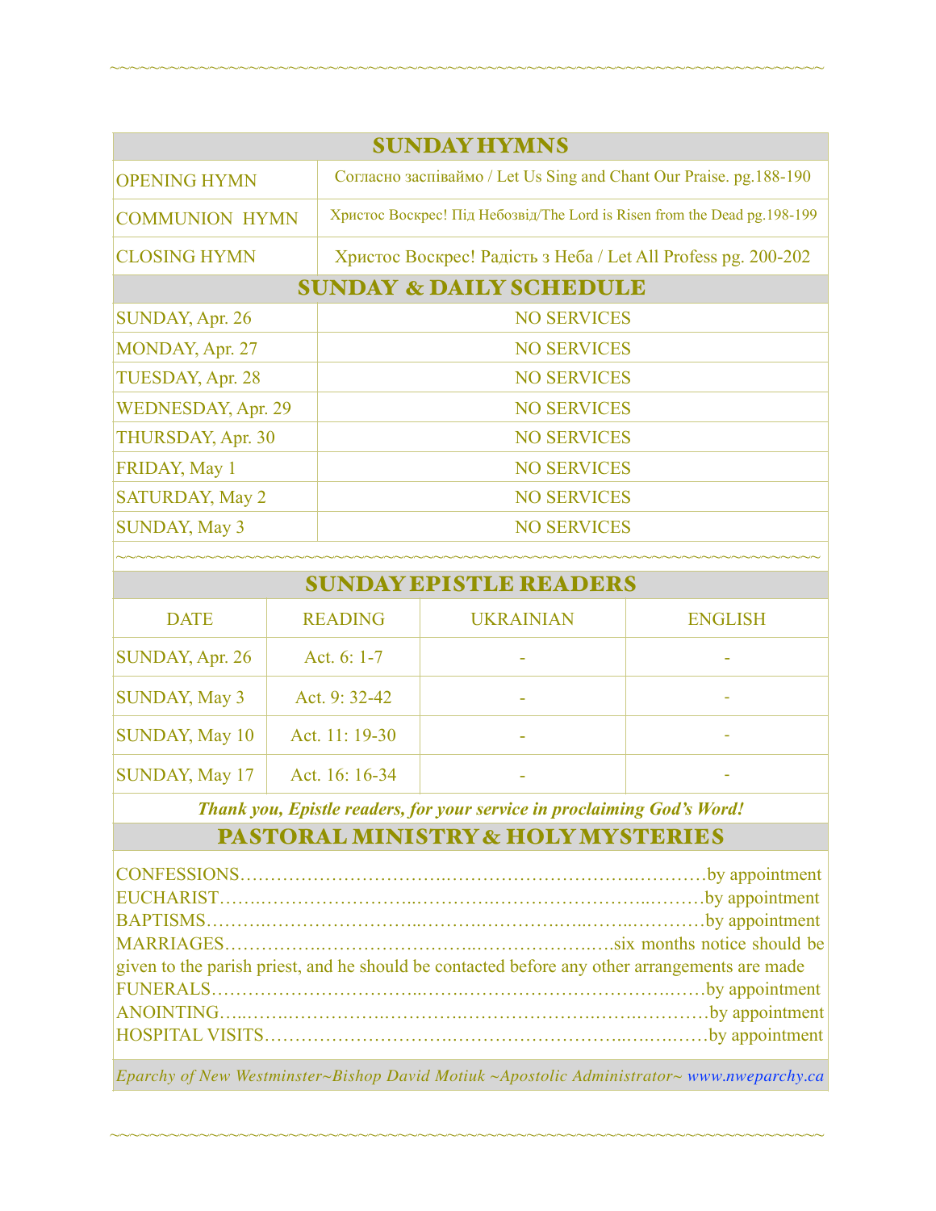## SUNDAY HYMNS

| | |
|---|---|
| OPENING HYMN | Согласно заспіваймо / Let Us Sing and Chant Our Praise. pg.188-190 |
| COMMUNION HYMN | Христос Воскрес! Під Небозвід/The Lord is Risen from the Dead pg.198-199 |
| CLOSING HYMN | Христос Воскрес! Радість з Неба / Let All Profess pg. 200-202 |

## SUNDAY & DAILY SCHEDULE

| | |
|---|---|
| SUNDAY, Apr. 26 | NO SERVICES |
| MONDAY, Apr. 27 | NO SERVICES |
| TUESDAY, Apr. 28 | NO SERVICES |
| WEDNESDAY, Apr. 29 | NO SERVICES |
| THURSDAY, Apr. 30 | NO SERVICES |
| FRIDAY, May 1 | NO SERVICES |
| SATURDAY, May 2 | NO SERVICES |
| SUNDAY, May 3 | NO SERVICES |

~~~~~~~~~~~~~~~~~~~~~~~~~~~~~~~~~~~~~~~~~~~~~~~~~~~~~~~~~~~~~~~~~~~~~~~~

## SUNDAY EPISTLE READERS

| DATE | READING | UKRAINIAN | ENGLISH |
|---|---|---|---|
| SUNDAY, Apr. 26 | Act. 6: 1-7 | - | - |
| SUNDAY, May 3 | Act. 9: 32-42 | - | - |
| SUNDAY, May 10 | Act. 11: 19-30 | - | - |
| SUNDAY, May 17 | Act. 16: 16-34 | - | - |

***Thank you, Epistle readers, for your service in proclaiming God's Word!***

## PASTORAL MINISTRY & HOLY MYSTERIES

CONFESSIONS……………………………………………………………………by appointment
EUCHARIST………………………………………………………………………by appointment
BAPTISMS…………………………………………………………………………by appointment
MARRIAGES……………………………………………………………six months notice should be given to the parish priest, and he should be contacted before any other arrangements are made
FUNERALS…………………………………………………………………………by appointment
ANOINTING………………………………………………………………………by appointment
HOSPITAL VISITS………………………………………………………………by appointment

*Eparchy of New Westminster~Bishop David Motiuk ~Apostolic Administrator~ www.nweparchy.ca*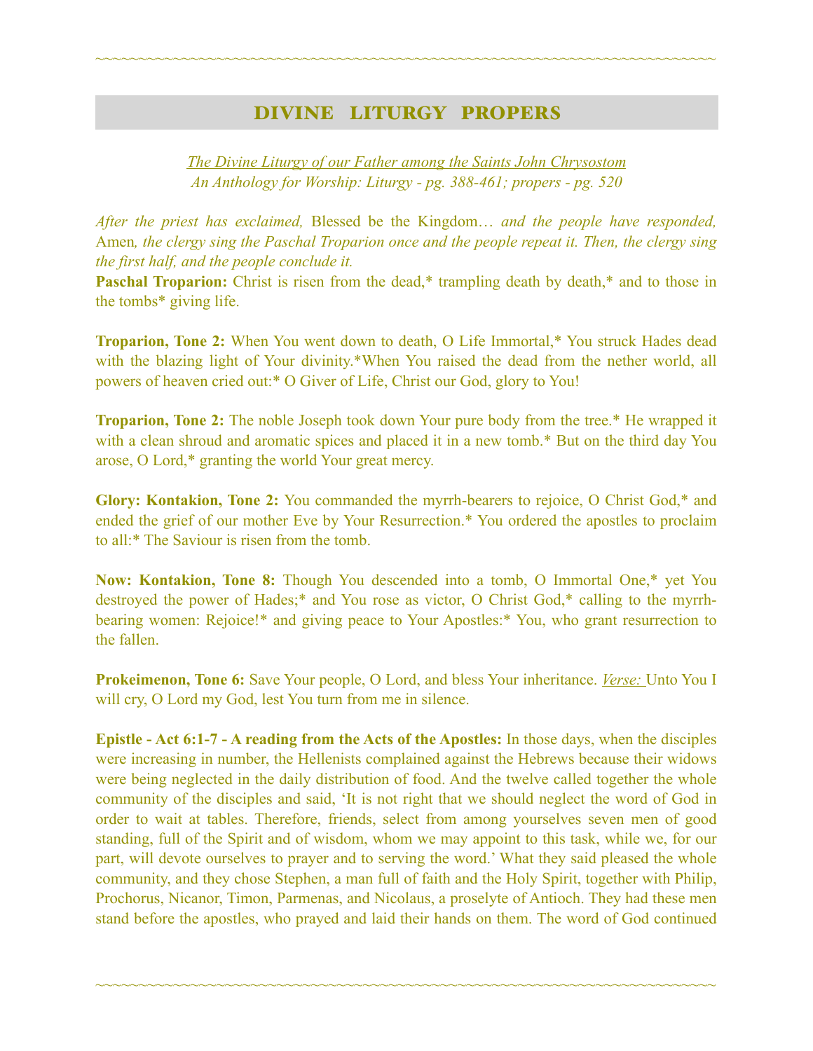## DIVINE LITURGY PROPERS

*The Divine Liturgy of our Father among the Saints John Chrysostom*
*An Anthology for Worship: Liturgy - pg. 388-461; propers - pg. 520*

*After the priest has exclaimed,* Blessed be the Kingdom… *and the people have responded,* Amen*, the clergy sing the Paschal Troparion once and the people repeat it. Then, the clergy sing the first half, and the people conclude it.*

**Paschal Troparion:** Christ is risen from the dead,* trampling death by death,* and to those in the tombs* giving life.

**Troparion, Tone 2:** When You went down to death, O Life Immortal,* You struck Hades dead with the blazing light of Your divinity.*When You raised the dead from the nether world, all powers of heaven cried out:* O Giver of Life, Christ our God, glory to You!

**Troparion, Tone 2:** The noble Joseph took down Your pure body from the tree.* He wrapped it with a clean shroud and aromatic spices and placed it in a new tomb.* But on the third day You arose, O Lord,* granting the world Your great mercy.

**Glory: Kontakion, Tone 2:** You commanded the myrrh-bearers to rejoice, O Christ God,* and ended the grief of our mother Eve by Your Resurrection.* You ordered the apostles to proclaim to all:* The Saviour is risen from the tomb.

**Now: Kontakion, Tone 8:** Though You descended into a tomb, O Immortal One,* yet You destroyed the power of Hades;* and You rose as victor, O Christ God,* calling to the myrrh-bearing women: Rejoice!* and giving peace to Your Apostles:* You, who grant resurrection to the fallen.

**Prokeimenon, Tone 6:** Save Your people, O Lord, and bless Your inheritance. *Verse:* Unto You I will cry, O Lord my God, lest You turn from me in silence.

**Epistle - Act 6:1-7 - A reading from the Acts of the Apostles:** In those days, when the disciples were increasing in number, the Hellenists complained against the Hebrews because their widows were being neglected in the daily distribution of food. And the twelve called together the whole community of the disciples and said, 'It is not right that we should neglect the word of God in order to wait at tables. Therefore, friends, select from among yourselves seven men of good standing, full of the Spirit and of wisdom, whom we may appoint to this task, while we, for our part, will devote ourselves to prayer and to serving the word.' What they said pleased the whole community, and they chose Stephen, a man full of faith and the Holy Spirit, together with Philip, Prochorus, Nicanor, Timon, Parmenas, and Nicolaus, a proselyte of Antioch. They had these men stand before the apostles, who prayed and laid their hands on them. The word of God continued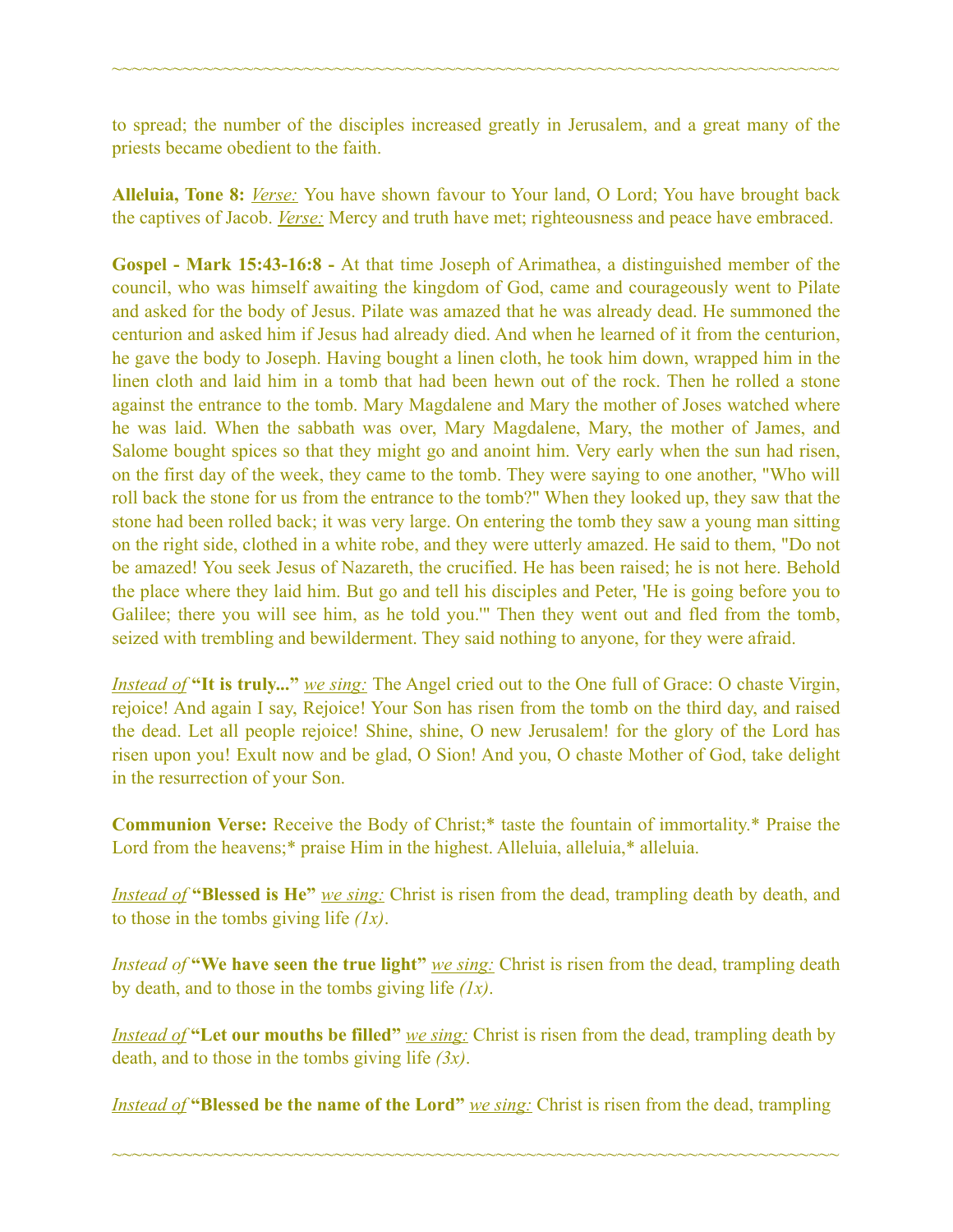to spread; the number of the disciples increased greatly in Jerusalem, and a great many of the priests became obedient to the faith.

**Alleluia, Tone 8:** *Verse:* You have shown favour to Your land, O Lord; You have brought back the captives of Jacob. *Verse:* Mercy and truth have met; righteousness and peace have embraced.

**Gospel - Mark 15:43-16:8 -** At that time Joseph of Arimathea, a distinguished member of the council, who was himself awaiting the kingdom of God, came and courageously went to Pilate and asked for the body of Jesus. Pilate was amazed that he was already dead. He summoned the centurion and asked him if Jesus had already died. And when he learned of it from the centurion, he gave the body to Joseph. Having bought a linen cloth, he took him down, wrapped him in the linen cloth and laid him in a tomb that had been hewn out of the rock. Then he rolled a stone against the entrance to the tomb. Mary Magdalene and Mary the mother of Joses watched where he was laid. When the sabbath was over, Mary Magdalene, Mary, the mother of James, and Salome bought spices so that they might go and anoint him. Very early when the sun had risen, on the first day of the week, they came to the tomb. They were saying to one another, "Who will roll back the stone for us from the entrance to the tomb?" When they looked up, they saw that the stone had been rolled back; it was very large. On entering the tomb they saw a young man sitting on the right side, clothed in a white robe, and they were utterly amazed. He said to them, "Do not be amazed! You seek Jesus of Nazareth, the crucified. He has been raised; he is not here. Behold the place where they laid him. But go and tell his disciples and Peter, 'He is going before you to Galilee; there you will see him, as he told you.'" Then they went out and fled from the tomb, seized with trembling and bewilderment. They said nothing to anyone, for they were afraid.

*Instead of* **"It is truly..."** *we sing:* The Angel cried out to the One full of Grace: O chaste Virgin, rejoice! And again I say, Rejoice! Your Son has risen from the tomb on the third day, and raised the dead. Let all people rejoice! Shine, shine, O new Jerusalem! for the glory of the Lord has risen upon you! Exult now and be glad, O Sion! And you, O chaste Mother of God, take delight in the resurrection of your Son.

**Communion Verse:** Receive the Body of Christ;* taste the fountain of immortality.* Praise the Lord from the heavens;* praise Him in the highest. Alleluia, alleluia,* alleluia.

*Instead of* **"Blessed is He"** *we sing:* Christ is risen from the dead, trampling death by death, and to those in the tombs giving life *(1x)*.

*Instead of* **"We have seen the true light"** *we sing:* Christ is risen from the dead, trampling death by death, and to those in the tombs giving life *(1x)*.

*Instead of* **"Let our mouths be filled"** *we sing:* Christ is risen from the dead, trampling death by death, and to those in the tombs giving life *(3x)*.

*Instead of* **"Blessed be the name of the Lord"** *we sing:* Christ is risen from the dead, trampling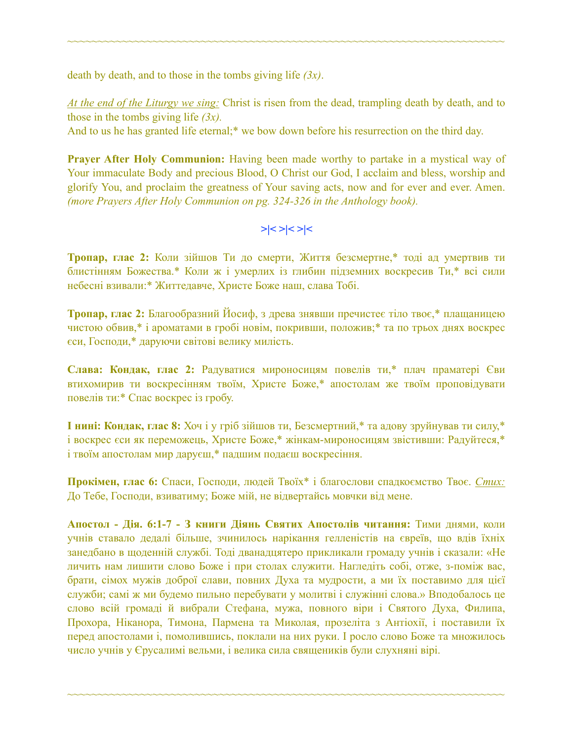death by death, and to those in the tombs giving life *(3x)*.

*At the end of the Liturgy we sing:* Christ is risen from the dead, trampling death by death, and to those in the tombs giving life *(3x).*
And to us he has granted life eternal;* we bow down before his resurrection on the third day.

**Prayer After Holy Communion:** Having been made worthy to partake in a mystical way of Your immaculate Body and precious Blood, O Christ our God, I acclaim and bless, worship and glorify You, and proclaim the greatness of Your saving acts, now and for ever and ever. Amen. *(more Prayers After Holy Communion on pg. 324-326 in the Anthology book).*

>|< >|< >|<

**Тропар, глас 2:** Коли зійшов Ти до смерти, Життя безсмертне,* тоді ад умертвив ти блистінням Божества.* Коли ж і умерлих із глибин підземних воскресив Ти,* всі сили небесні взивали:* Життедавче, Христе Боже наш, слава Тобі.

**Тропар, глас 2:** Благообразний Йосиф, з древа знявши пречистеє тіло твоє,* плащаницею чистою обвив,* і ароматами в гробі новім, покривши, положив;* та по трьох днях воскрес єси, Господи,* даруючи світові велику милість.

**Слава: Кондак, глас 2:** Радуватися мироносицям повелів ти,* плач праматері Єви втихомирив ти воскресінням твоїм, Христе Боже,* апостолам же твоїм проповідувати повелів ти:* Спас воскрес із гробу.

**І нині: Кондак, глас 8:** Хоч і у гріб зійшов ти, Безсмертний,* та адову зруйнував ти силу,* і воскрес єси як переможець, Христе Боже,* жінкам-мироносицям звістивши: Радуйтеся,* і твоїм апостолам мир даруєш,* падшим подаєш воскресіння.

**Прокімен, глас 6:** Спаси, Господи, людей Твоїх* і благослови спадкоємство Твоє. *Стих:* До Тебе, Господи, взиватиму; Боже мій, не відвертайсь мовчки від мене.

**Апостол - Дія. 6:1-7 - З книги Діянь Святих Апостолів читання:** Тими днями, коли учнів ставало дедалі більше, зчинилось нарікання гелленістів на євреїв, що вдів їхніх занедбано в щоденній службі. Тоді дванадцятеро прикликали громаду учнів і сказали: «Не личить нам лишити слово Боже і при столах служити. Нагледіть собі, отже, з-поміж вас, брати, сімох мужів доброї слави, повних Духа та мудрости, а ми їх поставимо для цієї служби; самі ж ми будемо пильно перебувати у молитві і служінні слова.» Вподобалось це слово всій громаді й вибрали Стефана, мужа, повного віри і Святого Духа, Филипа, Прохора, Ніканора, Тимона, Пармена та Миколая, прозеліта з Антіохії, і поставили їх перед апостолами і, помолившись, поклали на них руки. І росло слово Боже та множилось число учнів у Єрусалимі вельми, і велика сила священиків були слухняні вірі.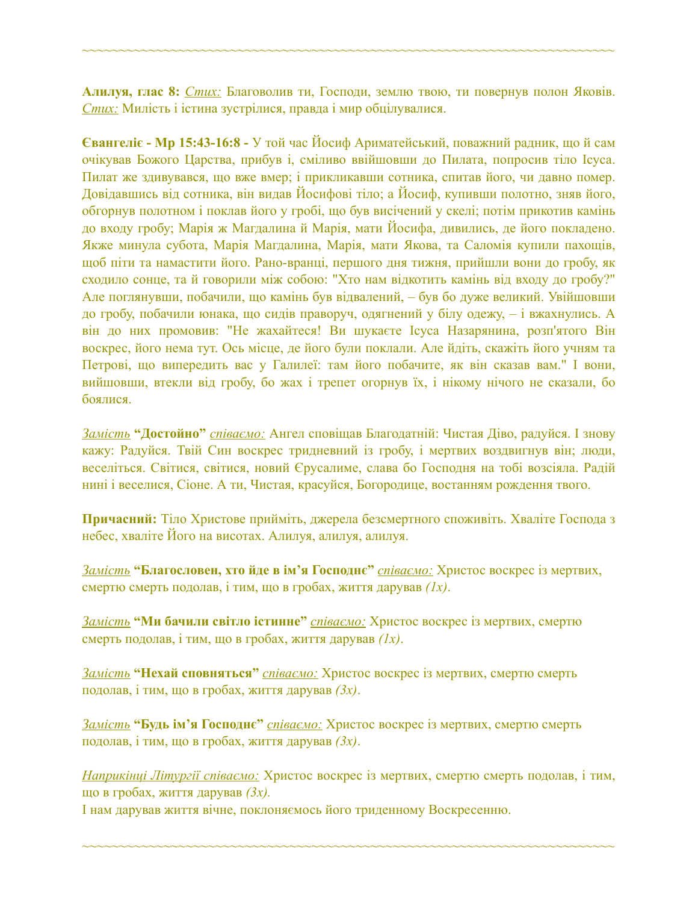~~~~~~~~~~~~~~~~~~~~~~~~~~~~~~~~~~~~~~~~~~~~~~~~~~~~~~~~~~~~~~~~~~~~~~~~~~~~~~~~~~~~~~~~~~

**Алилуя, глас 8:** *Стих:* Благоволив ти, Господи, землю твою, ти повернув полон Яковів. *Стих:* Милість і істина зустрілися, правда і мир обцілувалися.

**Євангеліє - Мр 15:43-16:8 -** У той час Йосиф Ариматейський, поважний радник, що й сам очікував Божого Царства, прибув і, сміливо ввійшовши до Пилата, попросив тіло Ісуса. Пилат же здивувався, що вже вмер; і прикликавши сотника, спитав його, чи давно помер. Довідавшись від сотника, він видав Йосифові тіло; а Йосиф, купивши полотно, зняв його, обгорнув полотном і поклав його у гробі, що був висічений у скелі; потім прикотив камінь до входу гробу; Марія ж Магдалина й Марія, мати Йосифа, дивились, де його покладено. Якже минула субота, Марія Магдалина, Марія, мати Якова, та Саломія купили пахощів, щоб піти та намастити його. Рано-вранці, першого дня тижня, прийшли вони до гробу, як сходило сонце, та й говорили між собою: "Хто нам відкотить камінь від входу до гробу?" Але поглянувши, побачили, що камінь був відвалений, – був бо дуже великий. Увійшовши до гробу, побачили юнака, що сидів праворуч, одягнений у білу одежу, – і вжахнулись. А він до них промовив: "Не жахайтеся! Ви шукаєте Ісуса Назарянина, розп'ятого Він воскрес, його нема тут. Ось місце, де його були поклали. Але йдіть, скажіть його учням та Петрові, що випередить вас у Галилеї: там його побачите, як він сказав вам." І вони, вийшовши, втекли від гробу, бо жах і трепет огорнув їх, і нікому нічого не сказали, бо боялися.

*Замість* **"Достойно"** *співаємо:* Ангел сповіщав Благодатній: Чистая Діво, радуйся. І знову кажу: Радуйся. Твій Син воскрес тридневний із гробу, і мертвих воздвигнув він; люди, веселіться. Світися, світися, новий Єрусалиме, слава бо Господня на тобі возсіяла. Радій нині і веселися, Сіоне. А ти, Чистая, красуйся, Богородице, востанням рождення твого.

**Причасний:** Тіло Христове прийміть, джерела безсмертного споживіть. Хваліте Господа з небес, хваліте Його на висотах. Алилуя, алилуя, алилуя.

*Замість* **"Благословен, хто йде в ім'я Господнє"** *співаємо:* Христос воскрес із мертвих, смертю смерть подолав, і тим, що в гробах, життя дарував *(1x)*.

*Замість* **"Ми бачили світло істинне"** *співаємо:* Христос воскрес із мертвих, смертю смерть подолав, і тим, що в гробах, життя дарував *(1x)*.

*Замість* **"Нехай сповняться"** *співаємо:* Христос воскрес із мертвих, смертю смерть подолав, і тим, що в гробах, життя дарував *(3x)*.

*Замість* **"Будь ім'я Господнє"** *співаємо:* Христос воскрес із мертвих, смертю смерть подолав, і тим, що в гробах, життя дарував *(3x)*.

*Наприкінці Літургії співаємо:* Христос воскрес із мертвих, смертю смерть подолав, і тим, що в гробах, життя дарував *(3x).*
І нам дарував життя вічне, поклоняємось його триденному Воскресенню.

~~~~~~~~~~~~~~~~~~~~~~~~~~~~~~~~~~~~~~~~~~~~~~~~~~~~~~~~~~~~~~~~~~~~~~~~~~~~~~~~~~~~~~~~~~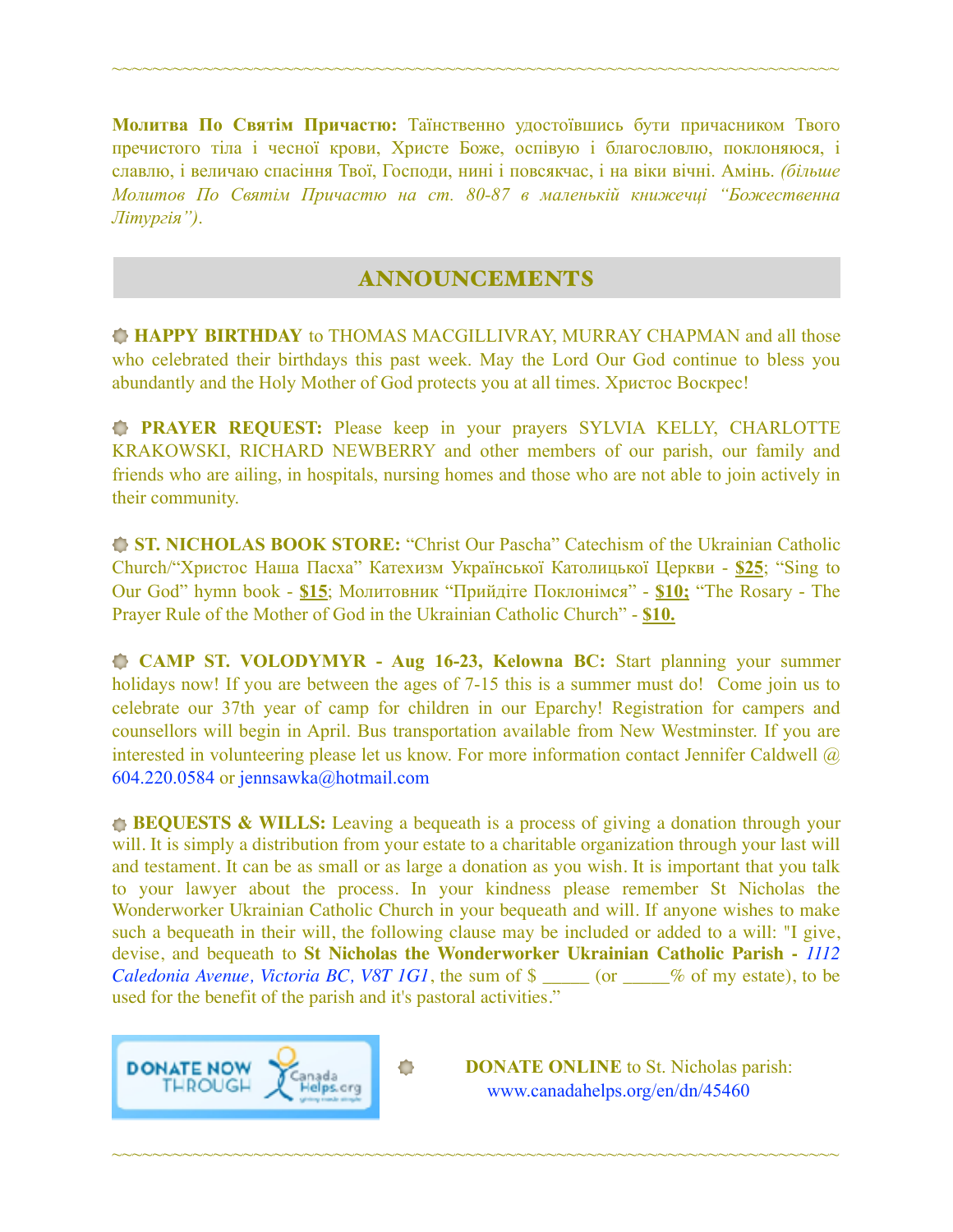~~~~~~~~~~~~~~~~~~~~~~~~~~~~~~~~~~~~~~~~~~~~~~~~~~~~~~~~~~~~~~~~~~~~~~~~

**Молитва По Святім Причастю:** Таїнственно удостоївшись бути причасником Твого пречистого тіла і чесної крови, Христе Боже, оспівую і благословлю, поклоняюся, і славлю, і величаю спасіння Твої, Господи, нині і повсякчас, і на віки вічні. Амінь. *(більше Молитов По Святім Причастю на ст. 80-87 в маленькій книжечці "Божественна Літургія").*

## ANNOUNCEMENTS

**HAPPY BIRTHDAY** to THOMAS MACGILLIVRAY, MURRAY CHAPMAN and all those who celebrated their birthdays this past week. May the Lord Our God continue to bless you abundantly and the Holy Mother of God protects you at all times. Христос Воскрес!

**PRAYER REQUEST:** Please keep in your prayers SYLVIA KELLY, CHARLOTTE KRAKOWSKI, RICHARD NEWBERRY and other members of our parish, our family and friends who are ailing, in hospitals, nursing homes and those who are not able to join actively in their community.

**ST. NICHOLAS BOOK STORE:** "Christ Our Pascha" Catechism of the Ukrainian Catholic Church/"Христос Наша Пасха" Катехизм Української Католицької Церкви - **$25**; "Sing to Our God" hymn book - **$15**; Молитовник "Прийдіте Поклонімся" - **$10;** "The Rosary - The Prayer Rule of the Mother of God in the Ukrainian Catholic Church" - **$10.**

**CAMP ST. VOLODYMYR - Aug 16-23, Kelowna BC:** Start planning your summer holidays now! If you are between the ages of 7-15 this is a summer must do! Come join us to celebrate our 37th year of camp for children in our Eparchy! Registration for campers and counsellors will begin in April. Bus transportation available from New Westminster. If you are interested in volunteering please let us know. For more information contact Jennifer Caldwell @ 604.220.0584 or jennsawka@hotmail.com

**BEQUESTS & WILLS:** Leaving a bequeath is a process of giving a donation through your will. It is simply a distribution from your estate to a charitable organization through your last will and testament. It can be as small or as large a donation as you wish. It is important that you talk to your lawyer about the process. In your kindness please remember St Nicholas the Wonderworker Ukrainian Catholic Church in your bequeath and will. If anyone wishes to make such a bequeath in their will, the following clause may be included or added to a will: "I give, devise, and bequeath to **St Nicholas the Wonderworker Ukrainian Catholic Parish -** *1112 Caledonia Avenue, Victoria BC, V8T 1G1*, the sum of $ _____ (or _____% of my estate), to be used for the benefit of the parish and it's pastoral activities."

DONATE NOW THROUGH Canada Helps.org

**DONATE ONLINE** to St. Nicholas parish: www.canadahelps.org/en/dn/45460

~~~~~~~~~~~~~~~~~~~~~~~~~~~~~~~~~~~~~~~~~~~~~~~~~~~~~~~~~~~~~~~~~~~~~~~~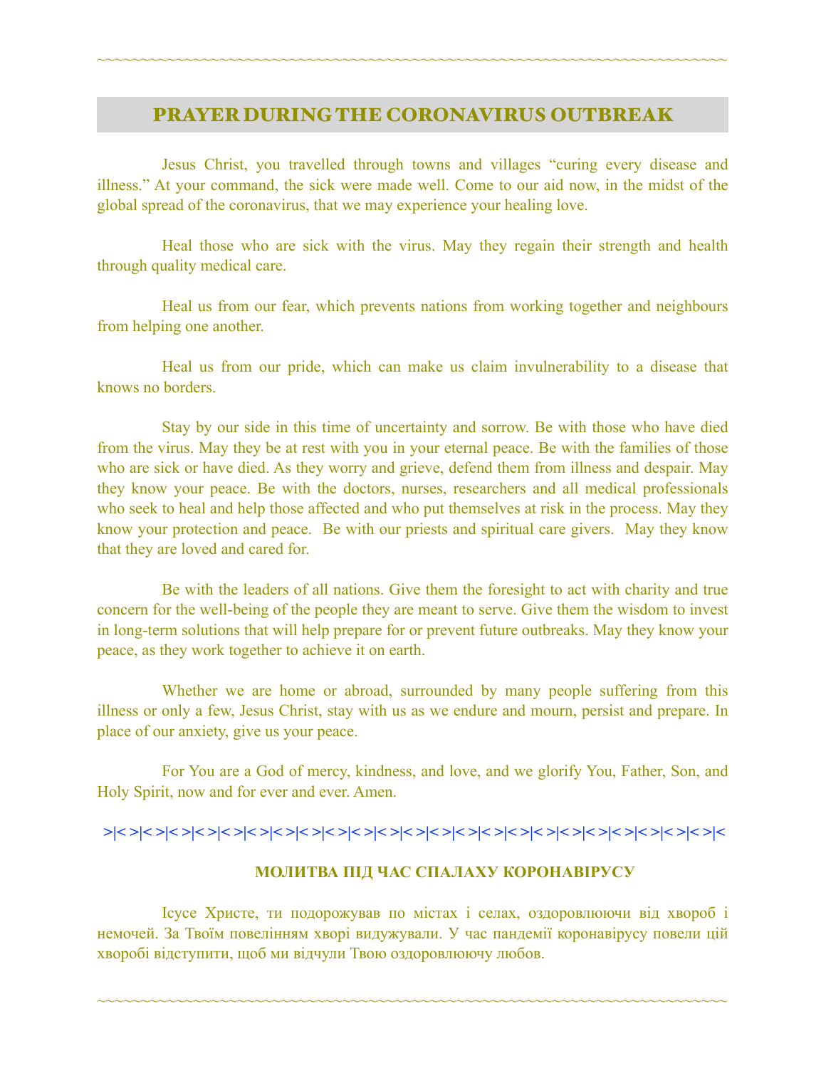## PRAYER DURING THE CORONAVIRUS OUTBREAK

Jesus Christ, you travelled through towns and villages “curing every disease and illness.” At your command, the sick were made well. Come to our aid now, in the midst of the global spread of the coronavirus, that we may experience your healing love.

Heal those who are sick with the virus. May they regain their strength and health through quality medical care.

Heal us from our fear, which prevents nations from working together and neighbours from helping one another.

Heal us from our pride, which can make us claim invulnerability to a disease that knows no borders.

Stay by our side in this time of uncertainty and sorrow. Be with those who have died from the virus. May they be at rest with you in your eternal peace. Be with the families of those who are sick or have died. As they worry and grieve, defend them from illness and despair. May they know your peace. Be with the doctors, nurses, researchers and all medical professionals who seek to heal and help those affected and who put themselves at risk in the process. May they know your protection and peace. Be with our priests and spiritual care givers. May they know that they are loved and cared for.

Be with the leaders of all nations. Give them the foresight to act with charity and true concern for the well-being of the people they are meant to serve. Give them the wisdom to invest in long-term solutions that will help prepare for or prevent future outbreaks. May they know your peace, as they work together to achieve it on earth.

Whether we are home or abroad, surrounded by many people suffering from this illness or only a few, Jesus Christ, stay with us as we endure and mourn, persist and prepare. In place of our anxiety, give us your peace.

For You are a God of mercy, kindness, and love, and we glorify You, Father, Son, and Holy Spirit, now and for ever and ever. Amen.

>|< >|< >|< >|< >|< >|< >|< >|< >|< >|< >|< >|< >|< >|< >|< >|< >|< >|< >|< >|< >|< >|< >|< >|< >|< >|< >|<

**МОЛИТВА ПІД ЧАС СПАЛАХУ КОРОНАВІРУСУ**

Ісусе Христе, ти подорожував по містах і селах, оздоровлюючи від хвороб і немочей. За Твоїм повелінням хворі видужували. У час пандемії коронавірусу повели цій хворобі відступити, щоб ми відчули Твою оздоровлюючу любов.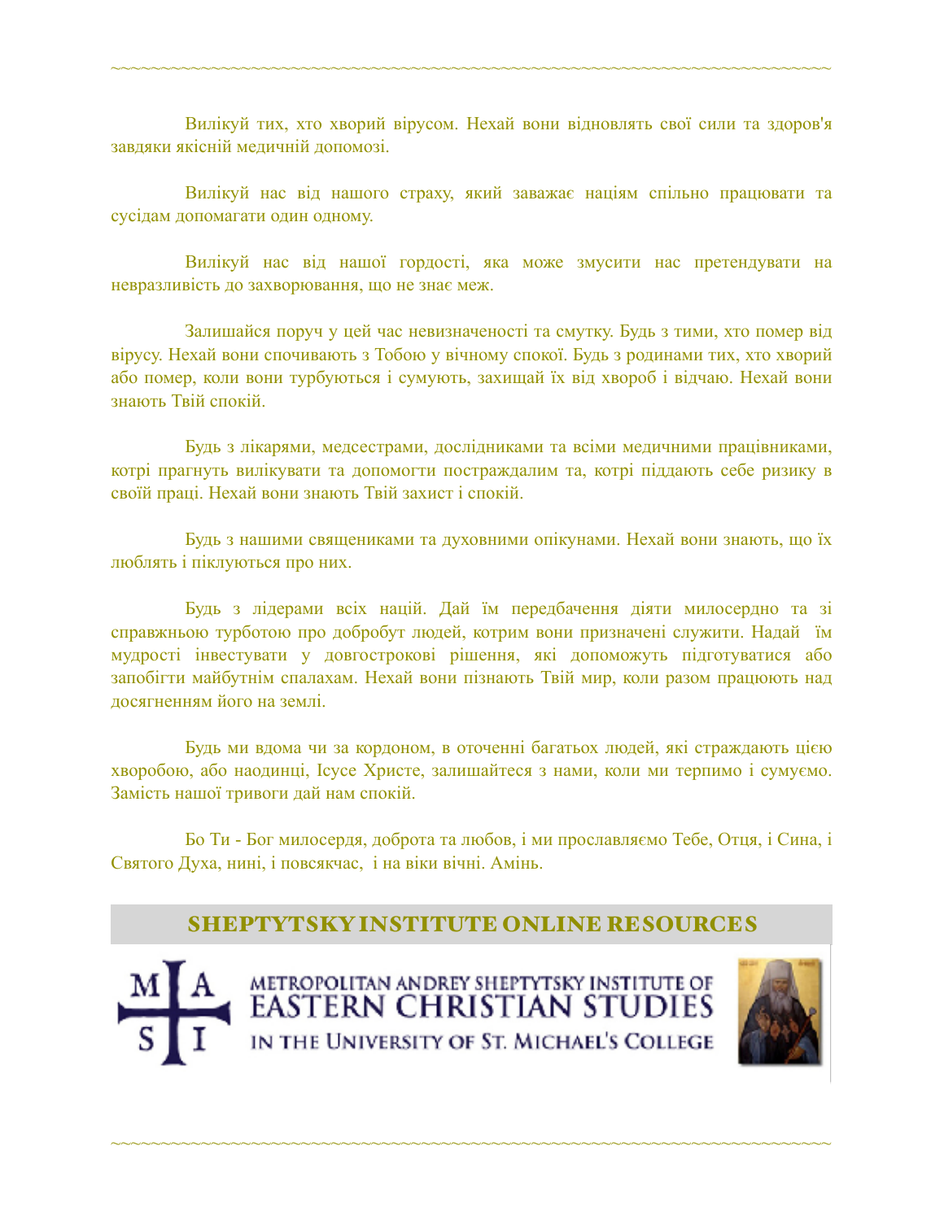Вилікуй тих, хто хворий вірусом. Нехай вони відновлять свої сили та здоров'я завдяки якісній медичній допомозі.

Вилікуй нас від нашого страху, який заважає націям спільно працювати та сусідам допомагати один одному.

Вилікуй нас від нашої гордості, яка може змусити нас претендувати на невразливість до захворювання, що не знає меж.

Залишайся поруч у цей час невизначеності та смутку. Будь з тими, хто помер від вірусу. Нехай вони спочивають з Тобою у вічному спокої. Будь з родинами тих, хто хворий або помер, коли вони турбуються і сумують, захищай їх від хвороб і відчаю. Нехай вони знають Твій спокій.

Будь з лікарями, медсестрами, дослідниками та всіми медичними працівниками, котрі прагнуть вилікувати та допомогти постраждалим та, котрі піддають себе ризику в своїй праці. Нехай вони знають Твій захист і спокій.

Будь з нашими священиками та духовними опікунами. Нехай вони знають, що їх люблять і піклуються про них.

Будь з лідерами всіх націй. Дай їм передбачення діяти милосердно та зі справжньою турботою про добробут людей, котрим вони призначені служити. Надай їм мудрості інвестувати у довгострокові рішення, які допоможуть підготуватися або запобігти майбутнім спалахам. Нехай вони пізнають Твій мир, коли разом працюють над досягненням його на землі.

Будь ми вдома чи за кордоном, в оточенні багатьох людей, які страждають цією хворобою, або наодинці, Ісусе Христе, залишайтеся з нами, коли ми терпимо і сумуємо. Замість нашої тривоги дай нам спокій.

Бо Ти - Бог милосердя, доброта та любов, і ми прославляємо Тебе, Отця, і Сина, і Святого Духа, нині, і повсякчас, і на віки вічні. Амінь.

## SHEPTYTSKY INSTITUTE ONLINE RESOURCES

METROPOLITAN ANDREY SHEPTYTSKY INSTITUTE OF EASTERN CHRISTIAN STUDIES IN THE UNIVERSITY OF ST. MICHAEL'S COLLEGE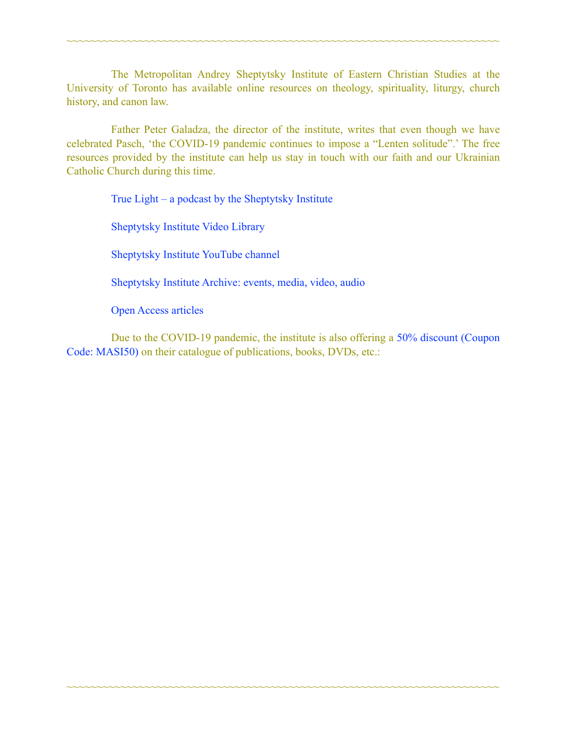~~~~~~~~~~~~~~~~~~~~~~~~~~~~~~~~~~~~~~~~~~~~~~~~~~~~~~~~~~~~~~~~~~~~~~

The Metropolitan Andrey Sheptytsky Institute of Eastern Christian Studies at the University of Toronto has available online resources on theology, spirituality, liturgy, church history, and canon law.

Father Peter Galadza, the director of the institute, writes that even though we have celebrated Pasch, 'the COVID-19 pandemic continues to impose a "Lenten solitude".' The free resources provided by the institute can help us stay in touch with our faith and our Ukrainian Catholic Church during this time.

True Light – a podcast by the Sheptytsky Institute

Sheptytsky Institute Video Library

Sheptytsky Institute YouTube channel

Sheptytsky Institute Archive: events, media, video, audio

Open Access articles

Due to the COVID-19 pandemic, the institute is also offering a 50% discount (Coupon Code: MASI50) on their catalogue of publications, books, DVDs, etc.:

~~~~~~~~~~~~~~~~~~~~~~~~~~~~~~~~~~~~~~~~~~~~~~~~~~~~~~~~~~~~~~~~~~~~~~